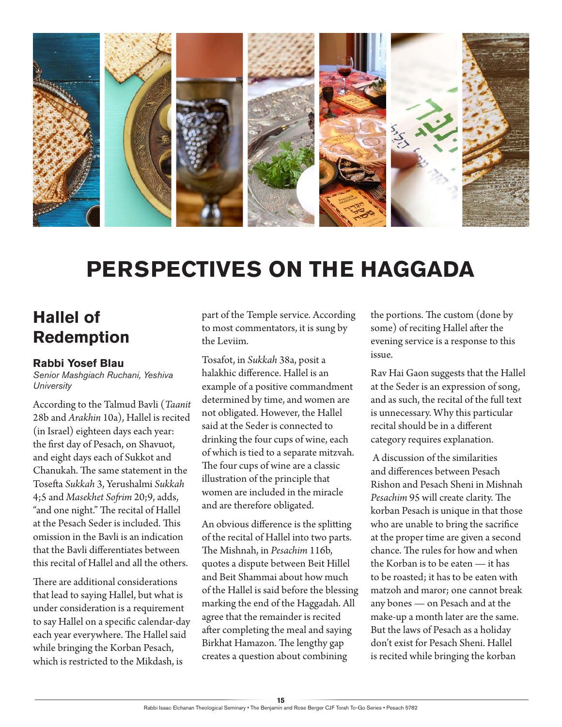# PERSPECTIVES ON THE HAGGADA

## Hallel of Redemption

**Rabbi Yosef Blau**

*Senior Mashgiach Ruchani, Yeshiva University*

According to the Talmud Bavli (*Taanit* 28b and *Arakhin* 10a), Hallel is recited (in Israel) eighteen days each year: the first day of Pesach, on Shavuot, and eight days each of Sukkot and Chanukah. The same statement in the Tosefta *Sukkah* 3, Yerushalmi *Sukkah* 4;5 and *Masekhet Sofrim* 20;9, adds, "and one night." The recital of Hallel at the Pesach Seder is included. This omission in the Bavli is an indication that the Bavli differentiates between this recital of Hallel and all the others.

There are additional considerations that lead to saying Hallel, but what is under consideration is a requirement to say Hallel on a specific calendar-day each year everywhere. The Hallel said while bringing the Korban Pesach, which is restricted to the Mikdash, is part of the Temple service. According to most commentators, it is sung by the Leviim.

Tosafot, in *Sukkah* 38a, posit a halakhic difference. Hallel is an example of a positive commandment determined by time, and women are not obligated. However, the Hallel said at the Seder is connected to drinking the four cups of wine, each of which is tied to a separate mitzvah. The four cups of wine are a classic illustration of the principle that women are included in the miracle and are therefore obligated.

An obvious difference is the splitting of the recital of Hallel into two parts. The Mishnah, in *Pesachim* 116b, quotes a dispute between Beit Hillel and Beit Shammai about how much of the Hallel is said before the blessing marking the end of the Haggadah. All agree that the remainder is recited after completing the meal and saying Birkhat Hamazon. The lengthy gap creates a question about combining the portions. The custom (done by some) of reciting Hallel after the evening service is a response to this issue.

Rav Hai Gaon suggests that the Hallel at the Seder is an expression of song, and as such, the recital of the full text is unnecessary. Why this particular recital should be in a different category requires explanation.

A discussion of the similarities and differences between Pesach Rishon and Pesach Sheni in Mishnah *Pesachim* 95 will create clarity. The korban Pesach is unique in that those who are unable to bring the sacrifice at the proper time are given a second chance. The rules for how and when the Korban is to be eaten — it has to be roasted; it has to be eaten with matzoh and maror; one cannot break any bones — on Pesach and at the make-up a month later are the same. But the laws of Pesach as a holiday don't exist for Pesach Sheni. Hallel is recited while bringing the korban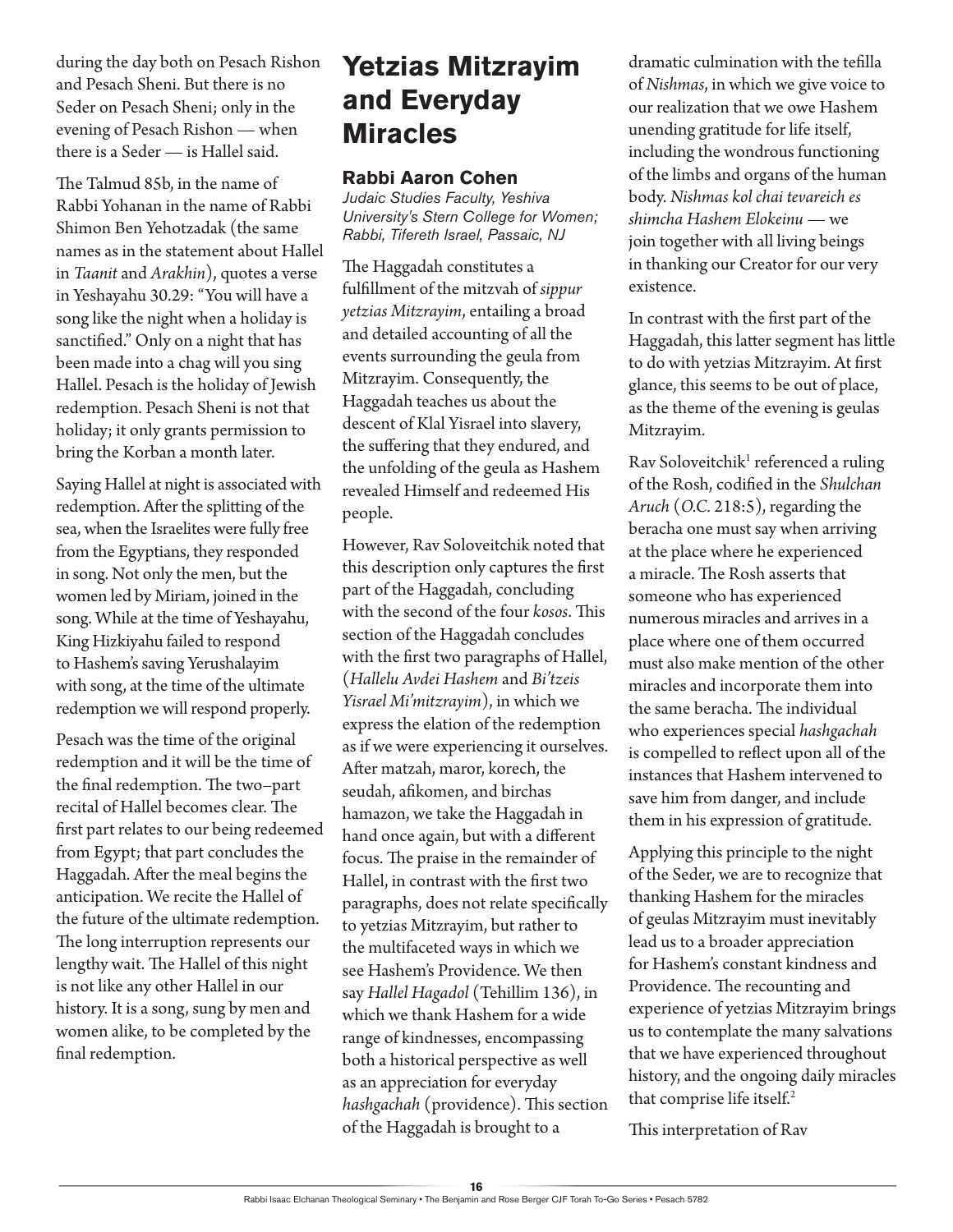during the day both on Pesach Rishon and Pesach Sheni. But there is no Seder on Pesach Sheni; only in the evening of Pesach Rishon — when there is a Seder — is Hallel said.

The Talmud 85b, in the name of Rabbi Yohanan in the name of Rabbi Shimon Ben Yehotzadak (the same names as in the statement about Hallel in *Taanit* and *Arakhin*), quotes a verse in Yeshayahu 30.29: "You will have a song like the night when a holiday is sanctified." Only on a night that has been made into a chag will you sing Hallel. Pesach is the holiday of Jewish redemption. Pesach Sheni is not that holiday; it only grants permission to bring the Korban a month later.

Saying Hallel at night is associated with redemption. After the splitting of the sea, when the Israelites were fully free from the Egyptians, they responded in song. Not only the men, but the women led by Miriam, joined in the song. While at the time of Yeshayahu, King Hizkiyahu failed to respond to Hashem's saving Yerushalayim with song, at the time of the ultimate redemption we will respond properly.

Pesach was the time of the original redemption and it will be the time of the final redemption. The two–part recital of Hallel becomes clear. The first part relates to our being redeemed from Egypt; that part concludes the Haggadah. After the meal begins the anticipation. We recite the Hallel of the future of the ultimate redemption. The long interruption represents our lengthy wait. The Hallel of this night is not like any other Hallel in our history. It is a song, sung by men and women alike, to be completed by the final redemption.

# Yetzias Mitzrayim and Everyday Miracles

### Rabbi Aaron Cohen

*Judaic Studies Faculty, Yeshiva University's Stern College for Women; Rabbi, Tifereth Israel, Passaic, NJ*

The Haggadah constitutes a fulfillment of the mitzvah of *sippur yetzias Mitzrayim*, entailing a broad and detailed accounting of all the events surrounding the geula from Mitzrayim. Consequently, the Haggadah teaches us about the descent of Klal Yisrael into slavery, the suffering that they endured, and the unfolding of the geula as Hashem revealed Himself and redeemed His people.

However, Rav Soloveitchik noted that this description only captures the first part of the Haggadah, concluding with the second of the four *kosos*. This section of the Haggadah concludes with the first two paragraphs of Hallel, (*Hallelu Avdei Hashem* and *Bi'tzeis Yisrael Mi'mitzrayim*), in which we express the elation of the redemption as if we were experiencing it ourselves. After matzah, maror, korech, the seudah, afikomen, and birchas hamazon, we take the Haggadah in hand once again, but with a different focus. The praise in the remainder of Hallel, in contrast with the first two paragraphs, does not relate specifically to yetzias Mitzrayim, but rather to the multifaceted ways in which we see Hashem's Providence. We then say *Hallel Hagadol* (Tehillim 136), in which we thank Hashem for a wide range of kindnesses, encompassing both a historical perspective as well as an appreciation for everyday *hashgachah* (providence). This section of the Haggadah is brought to a dramatic culmination with the tefilla of *Nishmas*, in which we give voice to our realization that we owe Hashem unending gratitude for life itself, including the wondrous functioning of the limbs and organs of the human body. *Nishmas kol chai tevareich es shimcha Hashem Elokeinu* — we join together with all living beings in thanking our Creator for our very existence.

In contrast with the first part of the Haggadah, this latter segment has little to do with yetzias Mitzrayim. At first glance, this seems to be out of place, as the theme of the evening is geulas Mitzrayim.

Rav Soloveitchik[1] referenced a ruling of the Rosh, codified in the *Shulchan Aruch* (*O.C.* 218:5), regarding the beracha one must say when arriving at the place where he experienced a miracle. The Rosh asserts that someone who has experienced numerous miracles and arrives in a place where one of them occurred must also make mention of the other miracles and incorporate them into the same beracha. The individual who experiences special *hashgachah* is compelled to reflect upon all of the instances that Hashem intervened to save him from danger, and include them in his expression of gratitude.

Applying this principle to the night of the Seder, we are to recognize that thanking Hashem for the miracles of geulas Mitzrayim must inevitably lead us to a broader appreciation for Hashem's constant kindness and Providence. The recounting and experience of yetzias Mitzrayim brings us to contemplate the many salvations that we have experienced throughout history, and the ongoing daily miracles that comprise life itself.[2]

This interpretation of Rav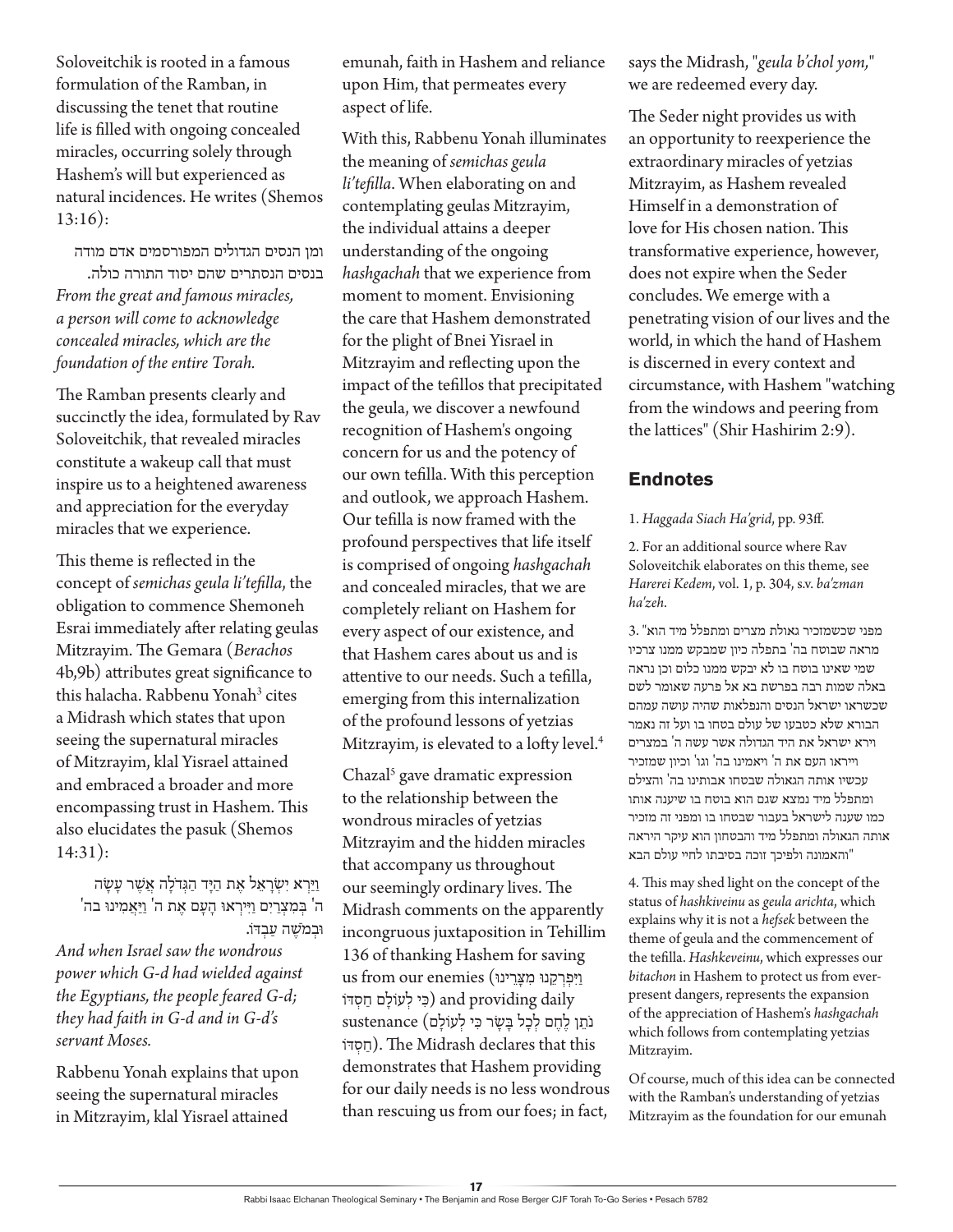Soloveitchik is rooted in a famous formulation of the Ramban, in discussing the tenet that routine life is filled with ongoing concealed miracles, occurring solely through Hashem's will but experienced as natural incidences. He writes (Shemos 13:16):

> ומן הנסים הגדולים המפורסמים אדם מודה בנסים הנסתרים שהם יסוד התורה כולה.
>
> *From the great and famous miracles, a person will come to acknowledge concealed miracles, which are the foundation of the entire Torah.*

The Ramban presents clearly and succinctly the idea, formulated by Rav Soloveitchik, that revealed miracles constitute a wakeup call that must inspire us to a heightened awareness and appreciation for the everyday miracles that we experience.

This theme is reflected in the concept of *semichas geula li'tefilla*, the obligation to commence Shemoneh Esrai immediately after relating geulas Mitzrayim. The Gemara (*Berachos* 4b,9b) attributes great significance to this halacha. Rabbenu Yonah[3] cites a Midrash which states that upon seeing the supernatural miracles of Mitzrayim, klal Yisrael attained and embraced a broader and more encompassing trust in Hashem. This also elucidates the pasuk (Shemos 14:31):

> וַיַּרְא יִשְׂרָאֵל אֶת הַיָּד הַגְּדֹלָה אֲשֶׁר עָשָׂה ה' בְּמִצְרַיִם וַיִּירְאוּ הָעָם אֶת ה' וַיַּאֲמִינוּ בה' וּבְמֹשֶׁה עַבְדּוֹ.
>
> *And when Israel saw the wondrous power which G-d had wielded against the Egyptians, the people feared G-d; they had faith in G-d and in G-d's servant Moses.*

Rabbenu Yonah explains that upon seeing the supernatural miracles in Mitzrayim, klal Yisrael attained emunah, faith in Hashem and reliance upon Him, that permeates every aspect of life.

With this, Rabbenu Yonah illuminates the meaning of *semichas geula li'tefilla*. When elaborating on and contemplating geulas Mitzrayim, the individual attains a deeper understanding of the ongoing *hashgachah* that we experience from moment to moment. Envisioning the care that Hashem demonstrated for the plight of Bnei Yisrael in Mitzrayim and reflecting upon the impact of the tefillos that precipitated the geula, we discover a newfound recognition of Hashem's ongoing concern for us and the potency of our own tefilla. With this perception and outlook, we approach Hashem. Our tefilla is now framed with the profound perspectives that life itself is comprised of ongoing *hashgachah* and concealed miracles, that we are completely reliant on Hashem for every aspect of our existence, and that Hashem cares about us and is attentive to our needs. Such a tefilla, emerging from this internalization of the profound lessons of yetzias Mitzrayim, is elevated to a lofty level.[4]

Chazal[5] gave dramatic expression to the relationship between the wondrous miracles of yetzias Mitzrayim and the hidden miracles that accompany us throughout our seemingly ordinary lives. The Midrash comments on the apparently incongruous juxtaposition in Tehillim 136 of thanking Hashem for saving us from our enemies (וַיִּפְרְקֵנוּ מִצָּרֵינוּ כִּי לְעוֹלָם חַסְדּוֹ) and providing daily sustenance (נֹתֵן לֶחֶם לְכָל בָּשָׂר כִּי לְעוֹלָם חַסְדּוֹ). The Midrash declares that this demonstrates that Hashem providing for our daily needs is no less wondrous than rescuing us from our foes; in fact, says the Midrash, "*geula b'chol yom,*" we are redeemed every day.

The Seder night provides us with an opportunity to reexperience the extraordinary miracles of yetzias Mitzrayim, as Hashem revealed Himself in a demonstration of love for His chosen nation. This transformative experience, however, does not expire when the Seder concludes. We emerge with a penetrating vision of our lives and the world, in which the hand of Hashem is discerned in every context and circumstance, with Hashem "watching from the windows and peering from the lattices" (Shir Hashirim 2:9).

## Endnotes

1. *Haggada Siach Ha'grid*, pp. 93ff.

2. For an additional source where Rav Soloveitchik elaborates on this theme, see *Harerei Kedem*, vol. 1, p. 304, s.v. *ba'zman ha'zeh*.

3. "מפני שכשמזכיר גאולת מצרים ומתפלל מיד הוא מראה שבוטח בה' בתפלה כיון שמבקש ממנו צרכיו שמי שאינו בוטח בו לא יבקש ממנו כלום וכן נראה באלה שמות רבה בפרשת בא אל פרעה שאומר לשם שכשראו ישראל הנסים והנפלאות שהיה עושה עמהם הבורא שלא כטבעו של עולם בטחו בו ועל זה נאמר וירא ישראל את היד הגדולה אשר עשה ה' במצרים וייראו העם את ה' ויאמינו בה' וגו' וכיון שמזכיר עכשיו אותה הגאולה שבטחו אבותינו בה' והצילם ומתפלל מיד נמצא שגם הוא בוטח בו שיענה אותו כמו שענה לישראל בעבור שבטחו בו ומפני זה מזכיר אותה הגאולה ומתפלל מיד והבטחון הוא עיקר היראה והאמונה ולפיכך זוכה בסיבתו לחיי עולם הבא"

4. This may shed light on the concept of the status of *hashkiveinu* as *geula arichta*, which explains why it is not a *hefsek* between the theme of geula and the commencement of the tefilla. *Hashkeveinu*, which expresses our *bitachon* in Hashem to protect us from ever-present dangers, represents the expansion of the appreciation of Hashem's *hashgachah* which follows from contemplating yetzias Mitzrayim.

Of course, much of this idea can be connected with the Ramban's understanding of yetzias Mitzrayim as the foundation for our emunah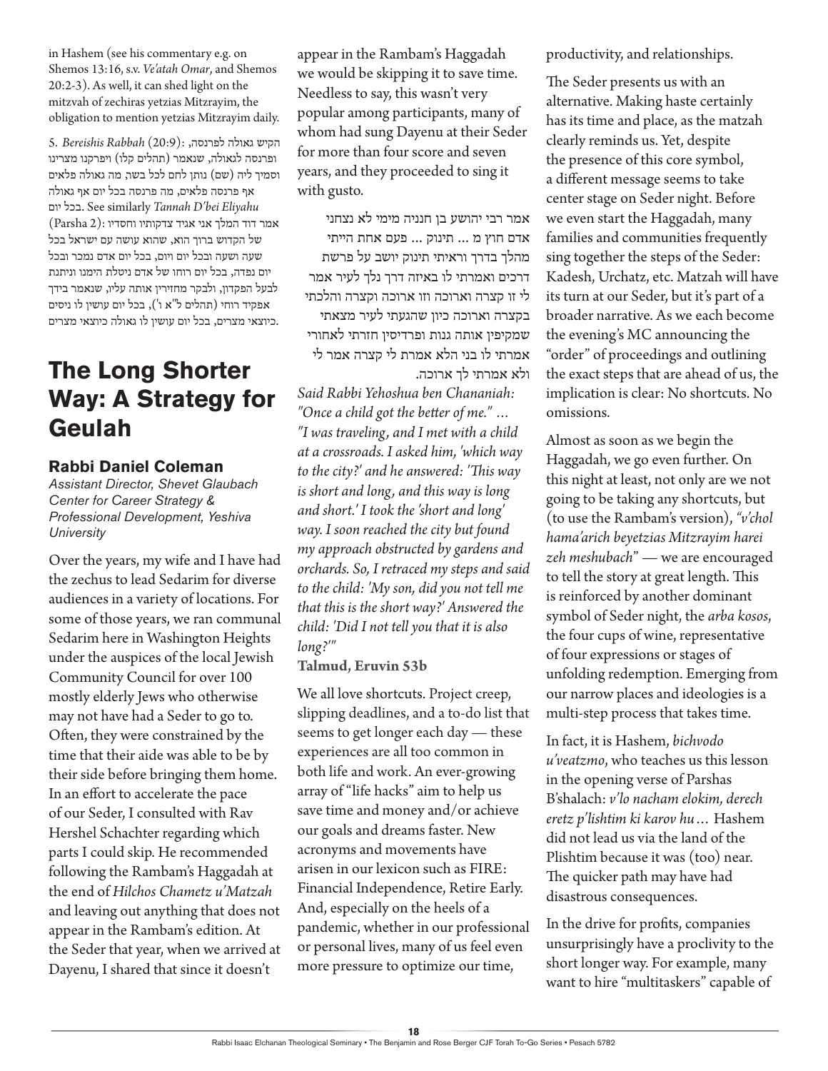in Hashem (see his commentary e.g. on Shemos 13:16, s.v. *Ve'atah Omar*, and Shemos 20:2-3). As well, it can shed light on the mitzvah of zechiras yetzias Mitzrayim, the obligation to mention yetzias Mitzrayim daily.

5. *Bereishis Rabbah* (20:9): הקיש גאולה לפרנסה, ופרנסה לגאולה, שנאמר (תהלים קלו) ויפרקנו מצרינו וסמיך ליה (שם) נותן לחם לכל בשר, מה גאולה פלאים אף פרנסה פלאים, מה פרנסה בכל יום אף גאולה בכל יום. See similarly *Tannah D'bei Eliyahu* (Parsha 2): אמר דוד המלך אני אגיד צדקותיו וחסדיו של הקדוש ברוך הוא, שהוא עושה עם ישראל בכל שעה ושעה ובכל יום ויום, בכל יום אדם נמכר ובכל יום נפדה, בכל יום רוחו של אדם ניטלת הימנו וניתנת לבעל הפקדון, ולבקר מחזירין אותה עליו, שנאמר בידך אפקיד רוחי (תהלים ל"א ו'), בכל יום עושין לו ניסים כיוצאי מצרים, בכל יום עושין לו גאולה כיוצאי מצרים.

# The Long Shorter Way: A Strategy for Geulah

## Rabbi Daniel Coleman

*Assistant Director, Shevet Glaubach Center for Career Strategy & Professional Development, Yeshiva University*

Over the years, my wife and I have had the zechus to lead Sedarim for diverse audiences in a variety of locations. For some of those years, we ran communal Sedarim here in Washington Heights under the auspices of the local Jewish Community Council for over 100 mostly elderly Jews who otherwise may not have had a Seder to go to. Often, they were constrained by the time that their aide was able to be by their side before bringing them home. In an effort to accelerate the pace of our Seder, I consulted with Rav Hershel Schachter regarding which parts I could skip. He recommended following the Rambam's Haggadah at the end of *Hilchos Chametz u'Matzah* and leaving out anything that does not appear in the Rambam's edition. At the Seder that year, when we arrived at Dayenu, I shared that since it doesn't appear in the Rambam's Haggadah we would be skipping it to save time. Needless to say, this wasn't very popular among participants, many of whom had sung Dayenu at their Seder for more than four score and seven years, and they proceeded to sing it with gusto.

אמר רבי יהושע בן חנניה מימי לא נצחני אדם חוץ מ ... תינוק ... פעם אחת הייתי מהלך בדרך וראיתי תינוק יושב על פרשת דרכים ואמרתי לו באיזה דרך נלך לעיר אמר לי זו קצרה וארוכה וזו ארוכה וקצרה והלכתי בקצרה וארוכה כיון שהגעתי לעיר מצאתי שמקיפין אותה גנות ופרדיסין חזרתי לאחורי אמרתי לו בני הלא אמרת לי קצרה אמר לי ולא אמרתי לך ארוכה.

*Said Rabbi Yehoshua ben Chananiah: "Once a child got the better of me." … "I was traveling, and I met with a child at a crossroads. I asked him, 'which way to the city?' and he answered: 'This way is short and long, and this way is long and short.' I took the 'short and long' way. I soon reached the city but found my approach obstructed by gardens and orchards. So, I retraced my steps and said to the child: 'My son, did you not tell me that this is the short way?' Answered the child: 'Did I not tell you that it is also long?'"*

**Talmud, Eruvin 53b**

We all love shortcuts. Project creep, slipping deadlines, and a to-do list that seems to get longer each day — these experiences are all too common in both life and work. An ever-growing array of "life hacks" aim to help us save time and money and/or achieve our goals and dreams faster. New acronyms and movements have arisen in our lexicon such as FIRE: Financial Independence, Retire Early. And, especially on the heels of a pandemic, whether in our professional or personal lives, many of us feel even more pressure to optimize our time, productivity, and relationships.

The Seder presents us with an alternative. Making haste certainly has its time and place, as the matzah clearly reminds us. Yet, despite the presence of this core symbol, a different message seems to take center stage on Seder night. Before we even start the Haggadah, many families and communities frequently sing together the steps of the Seder: Kadesh, Urchatz, etc. Matzah will have its turn at our Seder, but it's part of a broader narrative. As we each become the evening's MC announcing the "order" of proceedings and outlining the exact steps that are ahead of us, the implication is clear: No shortcuts. No omissions.

Almost as soon as we begin the Haggadah, we go even further. On this night at least, not only are we not going to be taking any shortcuts, but (to use the Rambam's version), *"v'chol hama'arich beyetzias Mitzrayim harei zeh meshubach"* — we are encouraged to tell the story at great length. This is reinforced by another dominant symbol of Seder night, the *arba kosos*, the four cups of wine, representative of four expressions or stages of unfolding redemption. Emerging from our narrow places and ideologies is a multi-step process that takes time.

In fact, it is Hashem, *bichvodo u'veatzmo*, who teaches us this lesson in the opening verse of Parshas B'shalach: *v'lo nacham elokim, derech eretz p'lishtim ki karov hu…* Hashem did not lead us via the land of the Plishtim because it was (too) near. The quicker path may have had disastrous consequences.

In the drive for profits, companies unsurprisingly have a proclivity to the short longer way. For example, many want to hire "multitaskers" capable of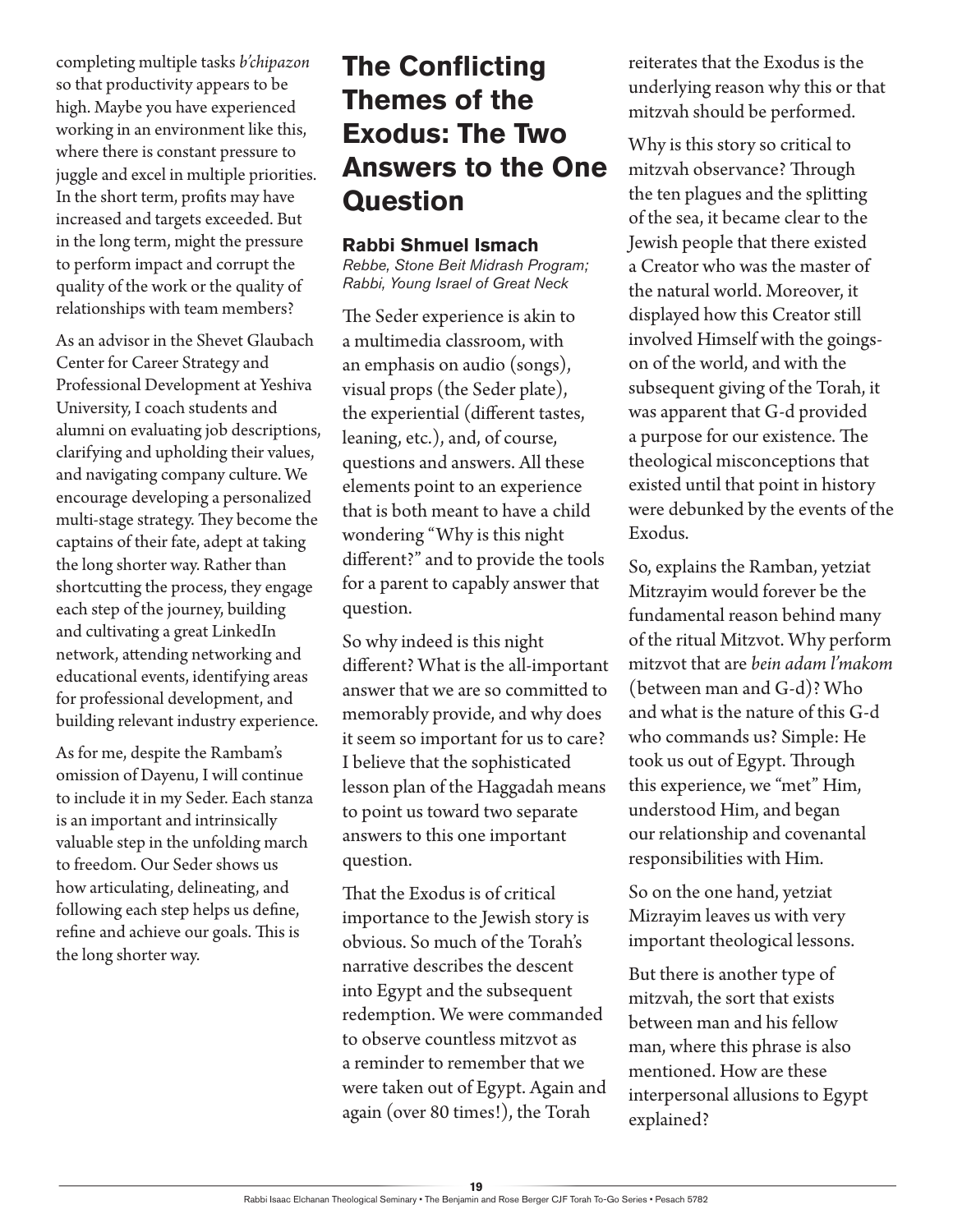completing multiple tasks *b'chipazon* so that productivity appears to be high. Maybe you have experienced working in an environment like this, where there is constant pressure to juggle and excel in multiple priorities. In the short term, profits may have increased and targets exceeded. But in the long term, might the pressure to perform impact and corrupt the quality of the work or the quality of relationships with team members?

As an advisor in the Shevet Glaubach Center for Career Strategy and Professional Development at Yeshiva University, I coach students and alumni on evaluating job descriptions, clarifying and upholding their values, and navigating company culture. We encourage developing a personalized multi-stage strategy. They become the captains of their fate, adept at taking the long shorter way. Rather than shortcutting the process, they engage each step of the journey, building and cultivating a great LinkedIn network, attending networking and educational events, identifying areas for professional development, and building relevant industry experience.

As for me, despite the Rambam's omission of Dayenu, I will continue to include it in my Seder. Each stanza is an important and intrinsically valuable step in the unfolding march to freedom. Our Seder shows us how articulating, delineating, and following each step helps us define, refine and achieve our goals. This is the long shorter way.

# The Conflicting Themes of the Exodus: The Two Answers to the One Question

### Rabbi Shmuel Ismach

*Rebbe, Stone Beit Midrash Program; Rabbi, Young Israel of Great Neck*

The Seder experience is akin to a multimedia classroom, with an emphasis on audio (songs), visual props (the Seder plate), the experiential (different tastes, leaning, etc.), and, of course, questions and answers. All these elements point to an experience that is both meant to have a child wondering "Why is this night different?" and to provide the tools for a parent to capably answer that question.

So why indeed is this night different? What is the all-important answer that we are so committed to memorably provide, and why does it seem so important for us to care? I believe that the sophisticated lesson plan of the Haggadah means to point us toward two separate answers to this one important question.

That the Exodus is of critical importance to the Jewish story is obvious. So much of the Torah's narrative describes the descent into Egypt and the subsequent redemption. We were commanded to observe countless mitzvot as a reminder to remember that we were taken out of Egypt. Again and again (over 80 times!), the Torah reiterates that the Exodus is the underlying reason why this or that mitzvah should be performed.

Why is this story so critical to mitzvah observance? Through the ten plagues and the splitting of the sea, it became clear to the Jewish people that there existed a Creator who was the master of the natural world. Moreover, it displayed how this Creator still involved Himself with the goings-on of the world, and with the subsequent giving of the Torah, it was apparent that G-d provided a purpose for our existence. The theological misconceptions that existed until that point in history were debunked by the events of the Exodus.

So, explains the Ramban, yetziat Mitzrayim would forever be the fundamental reason behind many of the ritual Mitzvot. Why perform mitzvot that are *bein adam l'makom* (between man and G-d)? Who and what is the nature of this G-d who commands us? Simple: He took us out of Egypt. Through this experience, we "met" Him, understood Him, and began our relationship and covenantal responsibilities with Him.

So on the one hand, yetziat Mizrayim leaves us with very important theological lessons.

But there is another type of mitzvah, the sort that exists between man and his fellow man, where this phrase is also mentioned. How are these interpersonal allusions to Egypt explained?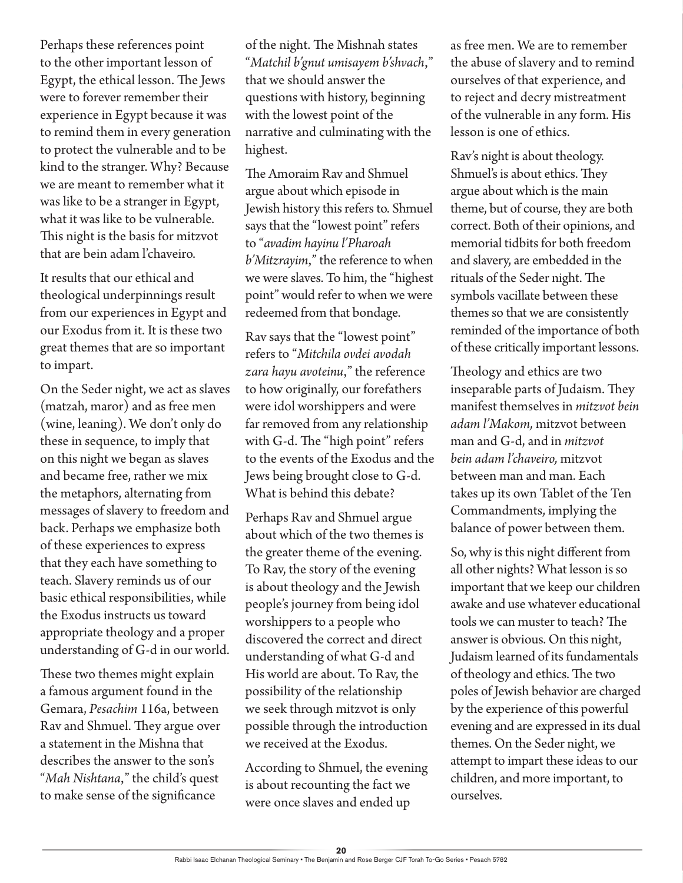Perhaps these references point to the other important lesson of Egypt, the ethical lesson. The Jews were to forever remember their experience in Egypt because it was to remind them in every generation to protect the vulnerable and to be kind to the stranger. Why? Because we are meant to remember what it was like to be a stranger in Egypt, what it was like to be vulnerable. This night is the basis for mitzvot that are bein adam l'chaveiro.

It results that our ethical and theological underpinnings result from our experiences in Egypt and our Exodus from it. It is these two great themes that are so important to impart.

On the Seder night, we act as slaves (matzah, maror) and as free men (wine, leaning). We don't only do these in sequence, to imply that on this night we began as slaves and became free, rather we mix the metaphors, alternating from messages of slavery to freedom and back. Perhaps we emphasize both of these experiences to express that they each have something to teach. Slavery reminds us of our basic ethical responsibilities, while the Exodus instructs us toward appropriate theology and a proper understanding of G-d in our world.

These two themes might explain a famous argument found in the Gemara, *Pesachim* 116a, between Rav and Shmuel. They argue over a statement in the Mishna that describes the answer to the son's "*Mah Nishtana*," the child's quest to make sense of the significance of the night. The Mishnah states "*Matchil b'gnut umisayem b'shvach*," that we should answer the questions with history, beginning with the lowest point of the narrative and culminating with the highest.

The Amoraim Rav and Shmuel argue about which episode in Jewish history this refers to. Shmuel says that the "lowest point" refers to "*avadim hayinu l'Pharoah b'Mitzrayim*," the reference to when we were slaves. To him, the "highest point" would refer to when we were redeemed from that bondage.

Rav says that the "lowest point" refers to "*Mitchila ovdei avodah zara hayu avoteinu*," the reference to how originally, our forefathers were idol worshippers and were far removed from any relationship with G-d. The "high point" refers to the events of the Exodus and the Jews being brought close to G-d. What is behind this debate?

Perhaps Rav and Shmuel argue about which of the two themes is the greater theme of the evening. To Rav, the story of the evening is about theology and the Jewish people's journey from being idol worshippers to a people who discovered the correct and direct understanding of what G-d and His world are about. To Rav, the possibility of the relationship we seek through mitzvot is only possible through the introduction we received at the Exodus.

According to Shmuel, the evening is about recounting the fact we were once slaves and ended up as free men. We are to remember the abuse of slavery and to remind ourselves of that experience, and to reject and decry mistreatment of the vulnerable in any form. His lesson is one of ethics.

Rav's night is about theology. Shmuel's is about ethics. They argue about which is the main theme, but of course, they are both correct. Both of their opinions, and memorial tidbits for both freedom and slavery, are embedded in the rituals of the Seder night. The symbols vacillate between these themes so that we are consistently reminded of the importance of both of these critically important lessons.

Theology and ethics are two inseparable parts of Judaism. They manifest themselves in *mitzvot bein adam l'Makom,* mitzvot between man and G-d, and in *mitzvot bein adam l'chaveiro,* mitzvot between man and man. Each takes up its own Tablet of the Ten Commandments, implying the balance of power between them.

So, why is this night different from all other nights? What lesson is so important that we keep our children awake and use whatever educational tools we can muster to teach? The answer is obvious. On this night, Judaism learned of its fundamentals of theology and ethics. The two poles of Jewish behavior are charged by the experience of this powerful evening and are expressed in its dual themes. On the Seder night, we attempt to impart these ideas to our children, and more important, to ourselves.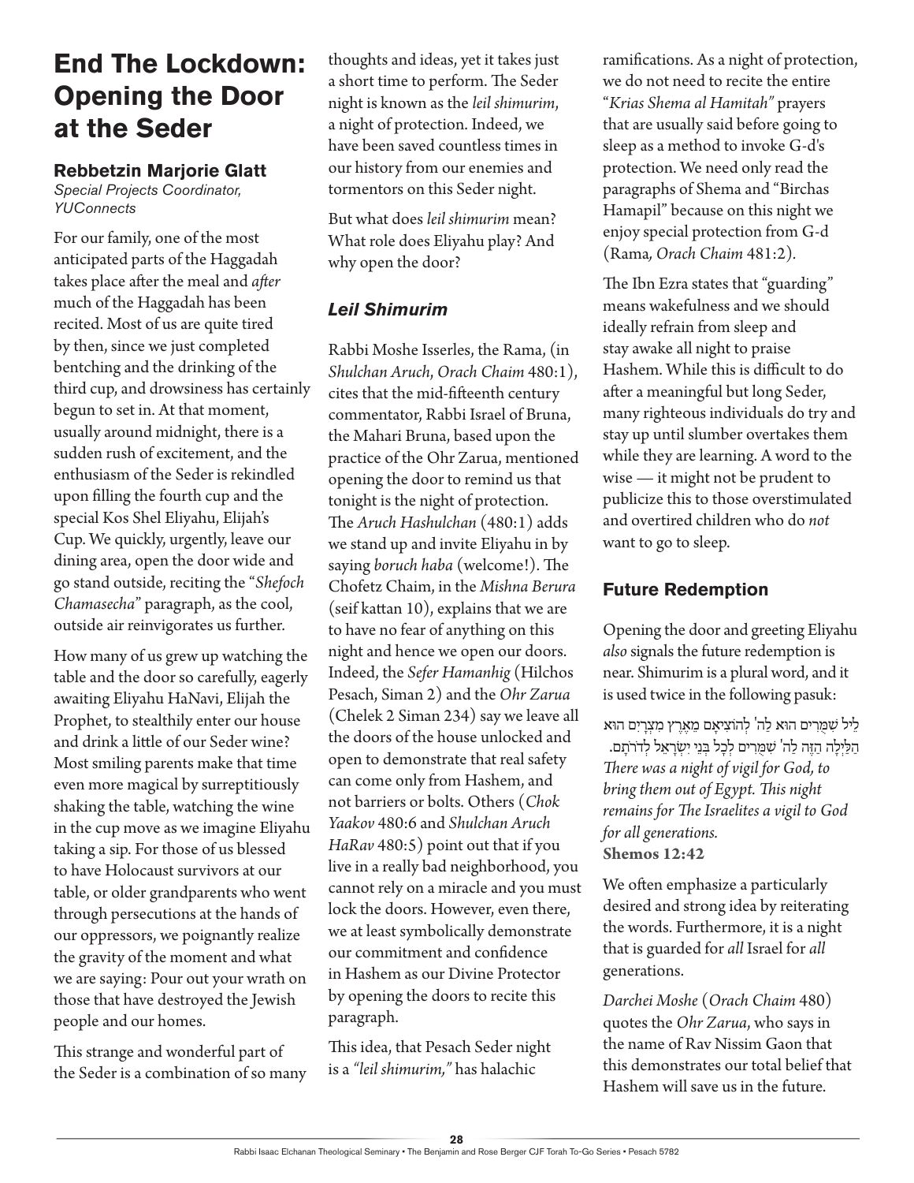# End The Lockdown: Opening the Door at the Seder

### Rebbetzin Marjorie Glatt

*Special Projects Coordinator, YUConnects*

For our family, one of the most anticipated parts of the Haggadah takes place after the meal and *after* much of the Haggadah has been recited. Most of us are quite tired by then, since we just completed bentching and the drinking of the third cup, and drowsiness has certainly begun to set in. At that moment, usually around midnight, there is a sudden rush of excitement, and the enthusiasm of the Seder is rekindled upon filling the fourth cup and the special Kos Shel Eliyahu, Elijah's Cup. We quickly, urgently, leave our dining area, open the door wide and go stand outside, reciting the "*Shefoch Chamasecha*" paragraph, as the cool, outside air reinvigorates us further.

How many of us grew up watching the table and the door so carefully, eagerly awaiting Eliyahu HaNavi, Elijah the Prophet, to stealthily enter our house and drink a little of our Seder wine? Most smiling parents make that time even more magical by surreptitiously shaking the table, watching the wine in the cup move as we imagine Eliyahu taking a sip. For those of us blessed to have Holocaust survivors at our table, or older grandparents who went through persecutions at the hands of our oppressors, we poignantly realize the gravity of the moment and what we are saying: Pour out your wrath on those that have destroyed the Jewish people and our homes.

This strange and wonderful part of the Seder is a combination of so many thoughts and ideas, yet it takes just a short time to perform. The Seder night is known as the *leil shimurim*, a night of protection. Indeed, we have been saved countless times in our history from our enemies and tormentors on this Seder night.

But what does *leil shimurim* mean? What role does Eliyahu play? And why open the door?

## *Leil Shimurim*

Rabbi Moshe Isserles, the Rama, (in *Shulchan Aruch, Orach Chaim* 480:1), cites that the mid-fifteenth century commentator, Rabbi Israel of Bruna, the Mahari Bruna, based upon the practice of the Ohr Zarua, mentioned opening the door to remind us that tonight is the night of protection. The *Aruch Hashulchan* (480:1) adds we stand up and invite Eliyahu in by saying *boruch haba* (welcome!). The Chofetz Chaim, in the *Mishna Berura* (seif kattan 10), explains that we are to have no fear of anything on this night and hence we open our doors. Indeed, the *Sefer Hamanhig* (Hilchos Pesach, Siman 2) and the *Ohr Zarua* (Chelek 2 Siman 234) say we leave all the doors of the house unlocked and open to demonstrate that real safety can come only from Hashem, and not barriers or bolts. Others (*Chok Yaakov* 480:6 and *Shulchan Aruch HaRav* 480:5) point out that if you live in a really bad neighborhood, you cannot rely on a miracle and you must lock the doors. However, even there, we at least symbolically demonstrate our commitment and confidence in Hashem as our Divine Protector by opening the doors to recite this paragraph.

This idea, that Pesach Seder night is a *"leil shimurim,"* has halachic ramifications. As a night of protection, we do not need to recite the entire "*Krias Shema al Hamitah"* prayers that are usually said before going to sleep as a method to invoke G-d's protection. We need only read the paragraphs of Shema and "Birchas Hamapil" because on this night we enjoy special protection from G-d (Rama*, Orach Chaim* 481:2).

The Ibn Ezra states that "guarding" means wakefulness and we should ideally refrain from sleep and stay awake all night to praise Hashem. While this is difficult to do after a meaningful but long Seder, many righteous individuals do try and stay up until slumber overtakes them while they are learning. A word to the wise — it might not be prudent to publicize this to those overstimulated and overtired children who do *not* want to go to sleep.

## Future Redemption

Opening the door and greeting Eliyahu *also* signals the future redemption is near. Shimurim is a plural word, and it is used twice in the following pasuk:

לֵיל שִׁמֻּרִים הוּא לַה' לְהוֹצִיאָם מֵאֶרֶץ מִצְרָיִם הוּא הַלַּיְלָה הַזֶּה לַה' שִׁמֻּרִים לְכָל בְּנֵי יִשְׂרָאֵל לְדֹרֹתָם.

*There was a night of vigil for God, to bring them out of Egypt. This night remains for The Israelites a vigil to God for all generations.*
**Shemos 12:42**

We often emphasize a particularly desired and strong idea by reiterating the words. Furthermore, it is a night that is guarded for *all* Israel for *all* generations.

*Darchei Moshe* (*Orach Chaim* 480) quotes the *Ohr Zarua*, who says in the name of Rav Nissim Gaon that this demonstrates our total belief that Hashem will save us in the future.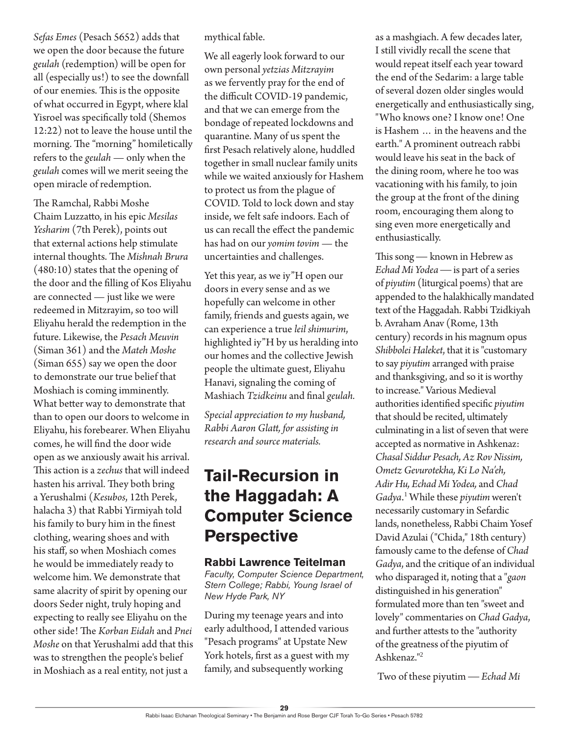*Sefas Emes* (Pesach 5652) adds that we open the door because the future *geulah* (redemption) will be open for all (especially us!) to see the downfall of our enemies. This is the opposite of what occurred in Egypt, where klal Yisroel was specifically told (Shemos 12:22) not to leave the house until the morning. The "morning" homiletically refers to the *geulah* — only when the *geulah* comes will we merit seeing the open miracle of redemption.

The Ramchal, Rabbi Moshe Chaim Luzzatto, in his epic *Mesilas Yesharim* (7th Perek), points out that external actions help stimulate internal thoughts. The *Mishnah Brura* (480:10) states that the opening of the door and the filling of Kos Eliyahu are connected — just like we were redeemed in Mitzrayim, so too will Eliyahu herald the redemption in the future. Likewise, the *Pesach Meuvin* (Siman 361) and the *Mateh Moshe* (Siman 655) say we open the door to demonstrate our true belief that Moshiach is coming imminently. What better way to demonstrate that than to open our doors to welcome in Eliyahu, his forebearer. When Eliyahu comes, he will find the door wide open as we anxiously await his arrival. This action is a *zechus* that will indeed hasten his arrival. They both bring a Yerushalmi (*Kesubos*, 12th Perek, halacha 3) that Rabbi Yirmiyah told his family to bury him in the finest clothing, wearing shoes and with his staff, so when Moshiach comes he would be immediately ready to welcome him. We demonstrate that same alacrity of spirit by opening our doors Seder night, truly hoping and expecting to really see Eliyahu on the other side! The *Korban Eidah* and *Pnei Moshe* on that Yerushalmi add that this was to strengthen the people's belief in Moshiach as a real entity, not just a mythical fable.

We all eagerly look forward to our own personal *yetzias Mitzrayim* as we fervently pray for the end of the difficult COVID-19 pandemic, and that we can emerge from the bondage of repeated lockdowns and quarantine. Many of us spent the first Pesach relatively alone, huddled together in small nuclear family units while we waited anxiously for Hashem to protect us from the plague of COVID. Told to lock down and stay inside, we felt safe indoors. Each of us can recall the effect the pandemic has had on our *yomim tovim* — the uncertainties and challenges.

Yet this year, as we iy"H open our doors in every sense and as we hopefully can welcome in other family, friends and guests again, we can experience a true *leil shimurim*, highlighted iy"H by us heralding into our homes and the collective Jewish people the ultimate guest, Eliyahu Hanavi, signaling the coming of Mashiach *Tzidkeinu* and final *geulah*.

*Special appreciation to my husband, Rabbi Aaron Glatt, for assisting in research and source materials.*

# Tail-Recursion in the Haggadah: A Computer Science Perspective

**Rabbi Lawrence Teitelman**

*Faculty, Computer Science Department, Stern College; Rabbi, Young Israel of New Hyde Park, NY*

During my teenage years and into early adulthood, I attended various "Pesach programs" at Upstate New York hotels, first as a guest with my family, and subsequently working as a mashgiach. A few decades later, I still vividly recall the scene that would repeat itself each year toward the end of the Sedarim: a large table of several dozen older singles would energetically and enthusiastically sing, "Who knows one? I know one! One is Hashem … in the heavens and the earth." A prominent outreach rabbi would leave his seat in the back of the dining room, where he too was vacationing with his family, to join the group at the front of the dining room, encouraging them along to sing even more energetically and enthusiastically.

This song — known in Hebrew as *Echad Mi Yodea* — is part of a series of *piyutim* (liturgical poems) that are appended to the halakhically mandated text of the Haggadah. Rabbi Tzidkiyah b. Avraham Anav (Rome, 13th century) records in his magnum opus *Shibbolei Haleket*, that it is "customary to say *piyutim* arranged with praise and thanksgiving, and so it is worthy to increase." Various Medieval authorities identified specific *piyutim* that should be recited, ultimately culminating in a list of seven that were accepted as normative in Ashkenaz: *Chasal Siddur Pesach, Az Rov Nissim, Ometz Gevurotekha, Ki Lo Na'eh, Adir Hu, Echad Mi Yodea,* and *Chad Gadya*.[1] While these *piyutim* weren't necessarily customary in Sefardic lands, nonetheless, Rabbi Chaim Yosef David Azulai ("Chida," 18th century) famously came to the defense of *Chad Gadya*, and the critique of an individual who disparaged it, noting that a "*gaon* distinguished in his generation" formulated more than ten "sweet and lovely" commentaries on *Chad Gadya*, and further attests to the "authority of the greatness of the piyutim of Ashkenaz."[2]

Two of these piyutim — *Echad Mi*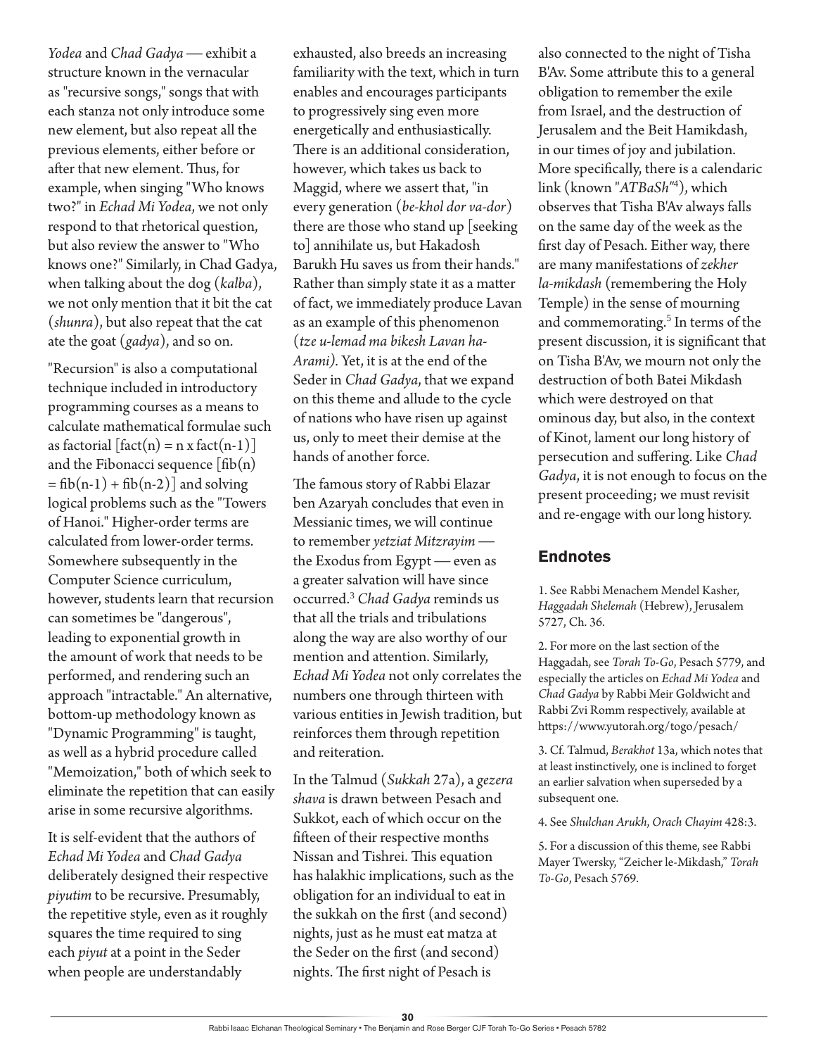*Yodea* and *Chad Gadya* — exhibit a structure known in the vernacular as "recursive songs," songs that with each stanza not only introduce some new element, but also repeat all the previous elements, either before or after that new element. Thus, for example, when singing "Who knows two?" in *Echad Mi Yodea*, we not only respond to that rhetorical question, but also review the answer to "Who knows one?" Similarly, in Chad Gadya, when talking about the dog (*kalba*), we not only mention that it bit the cat (*shunra*), but also repeat that the cat ate the goat (*gadya*), and so on.

"Recursion" is also a computational technique included in introductory programming courses as a means to calculate mathematical formulae such as factorial [fact(n) = n x fact(n-1)] and the Fibonacci sequence [fib(n) = fib(n-1) + fib(n-2)] and solving logical problems such as the "Towers of Hanoi." Higher-order terms are calculated from lower-order terms. Somewhere subsequently in the Computer Science curriculum, however, students learn that recursion can sometimes be "dangerous", leading to exponential growth in the amount of work that needs to be performed, and rendering such an approach "intractable." An alternative, bottom-up methodology known as "Dynamic Programming" is taught, as well as a hybrid procedure called "Memoization," both of which seek to eliminate the repetition that can easily arise in some recursive algorithms.

It is self-evident that the authors of *Echad Mi Yodea* and *Chad Gadya* deliberately designed their respective *piyutim* to be recursive. Presumably, the repetitive style, even as it roughly squares the time required to sing each *piyut* at a point in the Seder when people are understandably exhausted, also breeds an increasing familiarity with the text, which in turn enables and encourages participants to progressively sing even more energetically and enthusiastically. There is an additional consideration, however, which takes us back to Maggid, where we assert that, "in every generation (*be-khol dor va-dor*) there are those who stand up [seeking to] annihilate us, but Hakadosh Barukh Hu saves us from their hands." Rather than simply state it as a matter of fact, we immediately produce Lavan as an example of this phenomenon (*tze u-lemad ma bikesh Lavan ha-Arami).* Yet, it is at the end of the Seder in *Chad Gadya*, that we expand on this theme and allude to the cycle of nations who have risen up against us, only to meet their demise at the hands of another force.

The famous story of Rabbi Elazar ben Azaryah concludes that even in Messianic times, we will continue to remember *yetziat Mitzrayim* — the Exodus from Egypt — even as a greater salvation will have since occurred.[3] *Chad Gadya* reminds us that all the trials and tribulations along the way are also worthy of our mention and attention. Similarly, *Echad Mi Yodea* not only correlates the numbers one through thirteen with various entities in Jewish tradition, but reinforces them through repetition and reiteration.

In the Talmud (*Sukkah* 27a), a *gezera shava* is drawn between Pesach and Sukkot, each of which occur on the fifteen of their respective months Nissan and Tishrei. This equation has halakhic implications, such as the obligation for an individual to eat in the sukkah on the first (and second) nights, just as he must eat matza at the Seder on the first (and second) nights. The first night of Pesach is also connected to the night of Tisha B'Av. Some attribute this to a general obligation to remember the exile from Israel, and the destruction of Jerusalem and the Beit Hamikdash, in our times of joy and jubilation. More specifically, there is a calendaric link (known "*ATBaSh*"[4]), which observes that Tisha B'Av always falls on the same day of the week as the first day of Pesach. Either way, there are many manifestations of *zekher la-mikdash* (remembering the Holy Temple) in the sense of mourning and commemorating.[5] In terms of the present discussion, it is significant that on Tisha B'Av, we mourn not only the destruction of both Batei Mikdash which were destroyed on that ominous day, but also, in the context of Kinot, lament our long history of persecution and suffering. Like *Chad Gadya*, it is not enough to focus on the present proceeding; we must revisit and re-engage with our long history.

## Endnotes

1. See Rabbi Menachem Mendel Kasher, *Haggadah Shelemah* (Hebrew), Jerusalem 5727, Ch. 36.

2. For more on the last section of the Haggadah, see *Torah To-Go*, Pesach 5779, and especially the articles on *Echad Mi Yodea* and *Chad Gadya* by Rabbi Meir Goldwicht and Rabbi Zvi Romm respectively, available at https://www.yutorah.org/togo/pesach/

3. Cf. Talmud, *Berakhot* 13a, which notes that at least instinctively, one is inclined to forget an earlier salvation when superseded by a subsequent one.

4. See *Shulchan Arukh*, *Orach Chayim* 428:3.

5. For a discussion of this theme, see Rabbi Mayer Twersky, "Zeicher le-Mikdash," *Torah To-Go*, Pesach 5769.